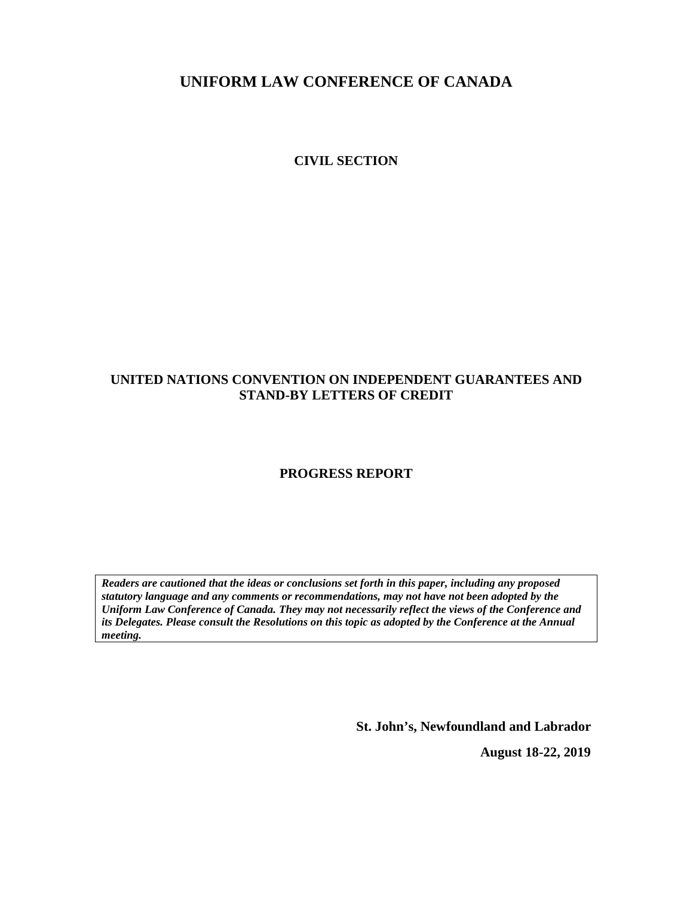# UNIFORM LAW CONFERENCE OF CANADA

## CIVIL SECTION

## UNITED NATIONS CONVENTION ON INDEPENDENT GUARANTEES AND STAND-BY LETTERS OF CREDIT

## PROGRESS REPORT

***Readers are cautioned that the ideas or conclusions set forth in this paper, including any proposed statutory language and any comments or recommendations, may not have not been adopted by the Uniform Law Conference of Canada. They may not necessarily reflect the views of the Conference and its Delegates. Please consult the Resolutions on this topic as adopted by the Conference at the Annual meeting.***

**St. John's, Newfoundland and Labrador**

**August 18-22, 2019**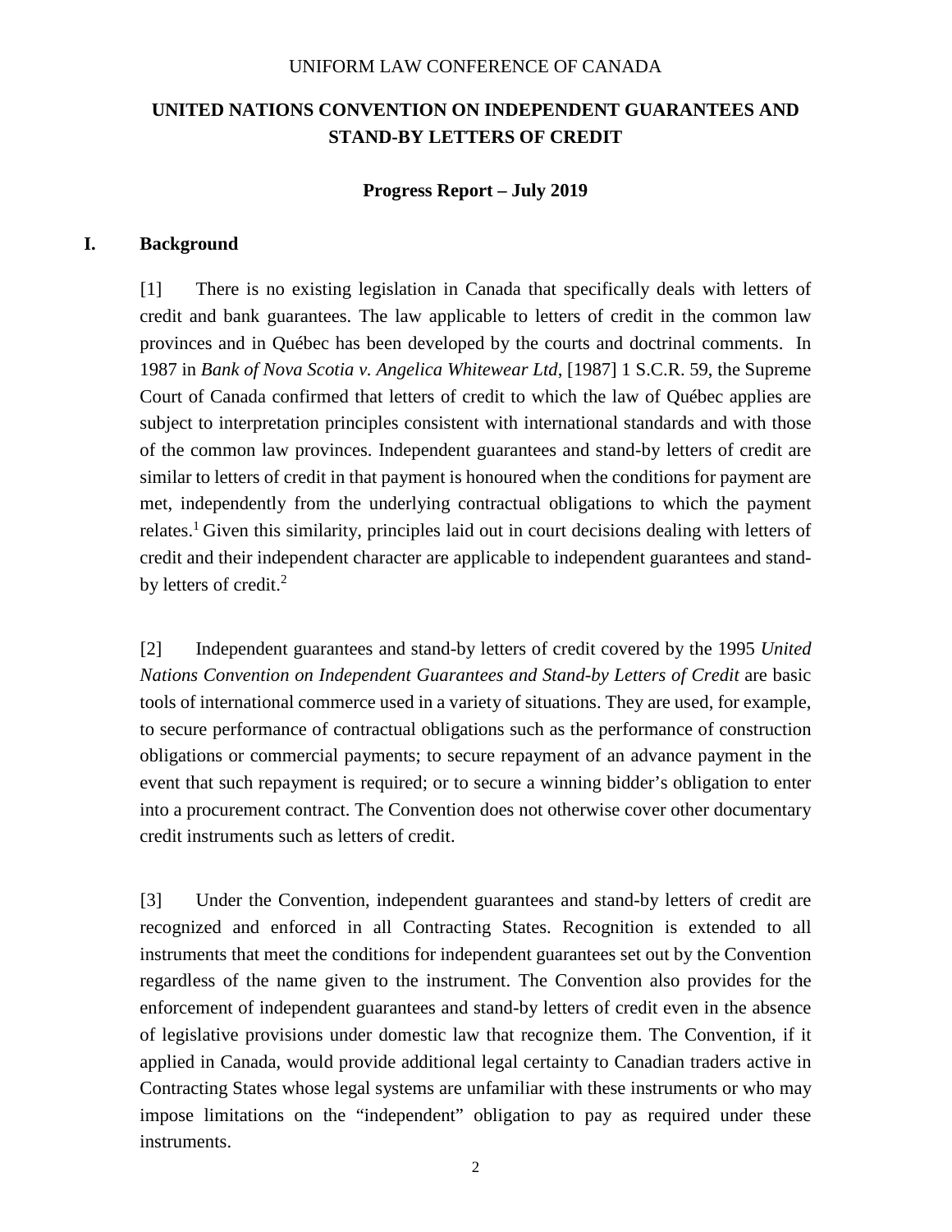UNIFORM LAW CONFERENCE OF CANADA

# UNITED NATIONS CONVENTION ON INDEPENDENT GUARANTEES AND STAND-BY LETTERS OF CREDIT

**Progress Report – July 2019**

## I. Background

[1] There is no existing legislation in Canada that specifically deals with letters of credit and bank guarantees. The law applicable to letters of credit in the common law provinces and in Québec has been developed by the courts and doctrinal comments. In 1987 in *Bank of Nova Scotia v. Angelica Whitewear Ltd*, [1987] 1 S.C.R. 59, the Supreme Court of Canada confirmed that letters of credit to which the law of Québec applies are subject to interpretation principles consistent with international standards and with those of the common law provinces. Independent guarantees and stand-by letters of credit are similar to letters of credit in that payment is honoured when the conditions for payment are met, independently from the underlying contractual obligations to which the payment relates.[1] Given this similarity, principles laid out in court decisions dealing with letters of credit and their independent character are applicable to independent guarantees and stand-by letters of credit.[2]

[2] Independent guarantees and stand-by letters of credit covered by the 1995 *United Nations Convention on Independent Guarantees and Stand-by Letters of Credit* are basic tools of international commerce used in a variety of situations. They are used, for example, to secure performance of contractual obligations such as the performance of construction obligations or commercial payments; to secure repayment of an advance payment in the event that such repayment is required; or to secure a winning bidder's obligation to enter into a procurement contract. The Convention does not otherwise cover other documentary credit instruments such as letters of credit.

[3] Under the Convention, independent guarantees and stand-by letters of credit are recognized and enforced in all Contracting States. Recognition is extended to all instruments that meet the conditions for independent guarantees set out by the Convention regardless of the name given to the instrument. The Convention also provides for the enforcement of independent guarantees and stand-by letters of credit even in the absence of legislative provisions under domestic law that recognize them. The Convention, if it applied in Canada, would provide additional legal certainty to Canadian traders active in Contracting States whose legal systems are unfamiliar with these instruments or who may impose limitations on the "independent" obligation to pay as required under these instruments.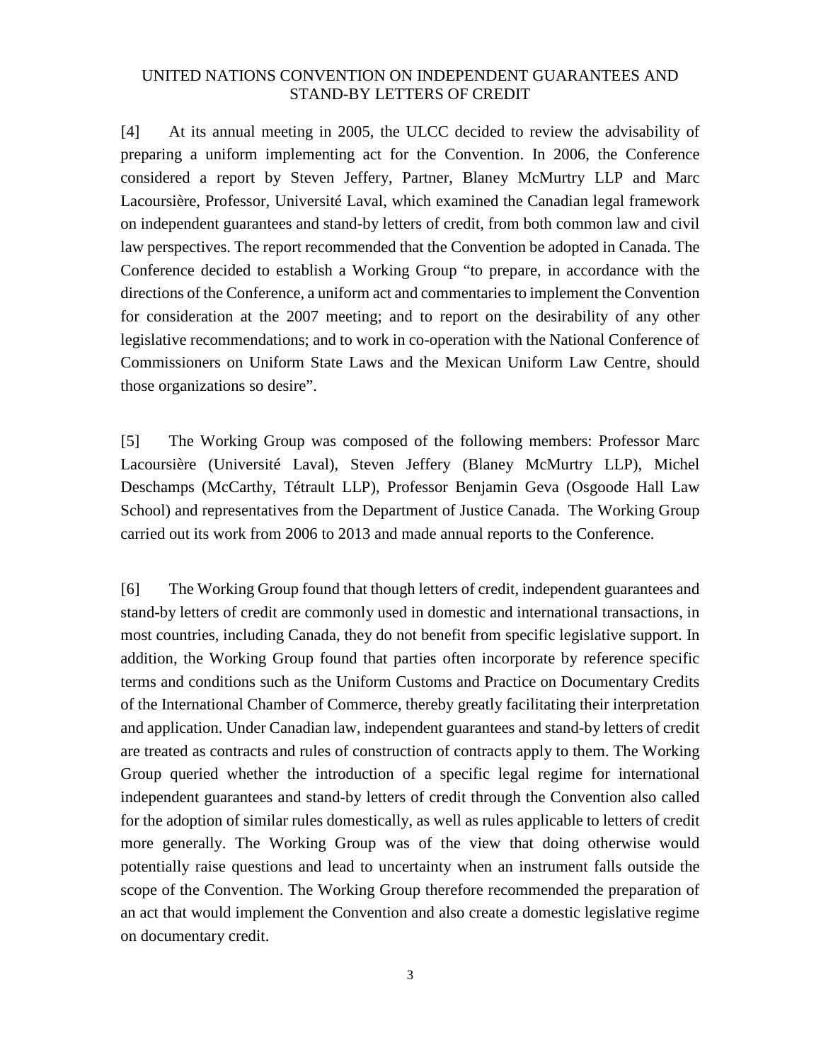## UNITED NATIONS CONVENTION ON INDEPENDENT GUARANTEES AND STAND-BY LETTERS OF CREDIT

[4] At its annual meeting in 2005, the ULCC decided to review the advisability of preparing a uniform implementing act for the Convention. In 2006, the Conference considered a report by Steven Jeffery, Partner, Blaney McMurtry LLP and Marc Lacoursière, Professor, Université Laval, which examined the Canadian legal framework on independent guarantees and stand-by letters of credit, from both common law and civil law perspectives. The report recommended that the Convention be adopted in Canada. The Conference decided to establish a Working Group "to prepare, in accordance with the directions of the Conference, a uniform act and commentaries to implement the Convention for consideration at the 2007 meeting; and to report on the desirability of any other legislative recommendations; and to work in co-operation with the National Conference of Commissioners on Uniform State Laws and the Mexican Uniform Law Centre, should those organizations so desire".

[5] The Working Group was composed of the following members: Professor Marc Lacoursière (Université Laval), Steven Jeffery (Blaney McMurtry LLP), Michel Deschamps (McCarthy, Tétrault LLP), Professor Benjamin Geva (Osgoode Hall Law School) and representatives from the Department of Justice Canada. The Working Group carried out its work from 2006 to 2013 and made annual reports to the Conference.

[6] The Working Group found that though letters of credit, independent guarantees and stand-by letters of credit are commonly used in domestic and international transactions, in most countries, including Canada, they do not benefit from specific legislative support. In addition, the Working Group found that parties often incorporate by reference specific terms and conditions such as the Uniform Customs and Practice on Documentary Credits of the International Chamber of Commerce, thereby greatly facilitating their interpretation and application. Under Canadian law, independent guarantees and stand-by letters of credit are treated as contracts and rules of construction of contracts apply to them. The Working Group queried whether the introduction of a specific legal regime for international independent guarantees and stand-by letters of credit through the Convention also called for the adoption of similar rules domestically, as well as rules applicable to letters of credit more generally. The Working Group was of the view that doing otherwise would potentially raise questions and lead to uncertainty when an instrument falls outside the scope of the Convention. The Working Group therefore recommended the preparation of an act that would implement the Convention and also create a domestic legislative regime on documentary credit.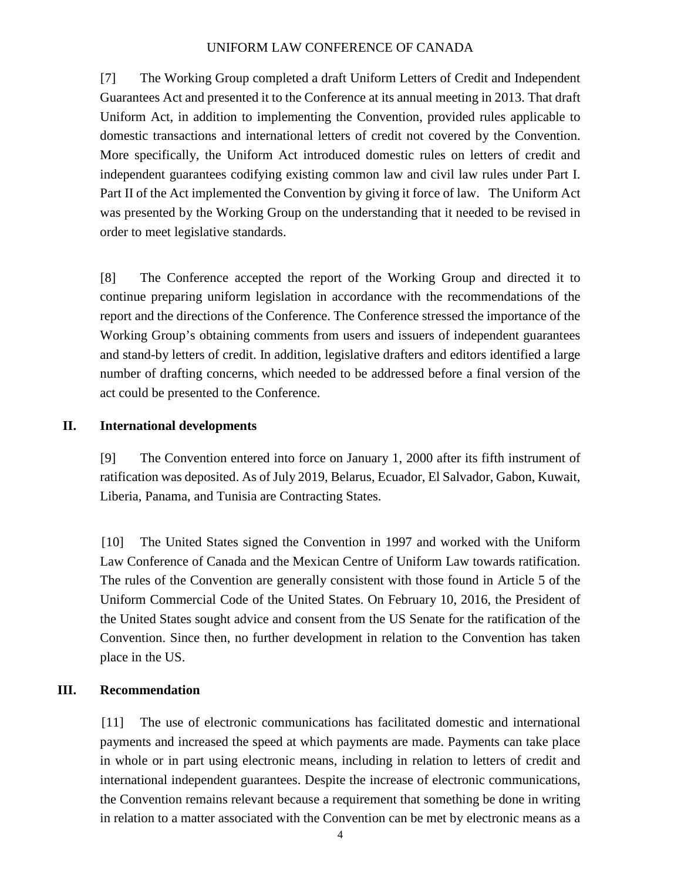[7] The Working Group completed a draft Uniform Letters of Credit and Independent Guarantees Act and presented it to the Conference at its annual meeting in 2013. That draft Uniform Act, in addition to implementing the Convention, provided rules applicable to domestic transactions and international letters of credit not covered by the Convention. More specifically, the Uniform Act introduced domestic rules on letters of credit and independent guarantees codifying existing common law and civil law rules under Part I. Part II of the Act implemented the Convention by giving it force of law. The Uniform Act was presented by the Working Group on the understanding that it needed to be revised in order to meet legislative standards.

[8] The Conference accepted the report of the Working Group and directed it to continue preparing uniform legislation in accordance with the recommendations of the report and the directions of the Conference. The Conference stressed the importance of the Working Group's obtaining comments from users and issuers of independent guarantees and stand-by letters of credit. In addition, legislative drafters and editors identified a large number of drafting concerns, which needed to be addressed before a final version of the act could be presented to the Conference.

## II. International developments

[9] The Convention entered into force on January 1, 2000 after its fifth instrument of ratification was deposited. As of July 2019, Belarus, Ecuador, El Salvador, Gabon, Kuwait, Liberia, Panama, and Tunisia are Contracting States.

[10] The United States signed the Convention in 1997 and worked with the Uniform Law Conference of Canada and the Mexican Centre of Uniform Law towards ratification. The rules of the Convention are generally consistent with those found in Article 5 of the Uniform Commercial Code of the United States. On February 10, 2016, the President of the United States sought advice and consent from the US Senate for the ratification of the Convention. Since then, no further development in relation to the Convention has taken place in the US.

## III. Recommendation

[11] The use of electronic communications has facilitated domestic and international payments and increased the speed at which payments are made. Payments can take place in whole or in part using electronic means, including in relation to letters of credit and international independent guarantees. Despite the increase of electronic communications, the Convention remains relevant because a requirement that something be done in writing in relation to a matter associated with the Convention can be met by electronic means as a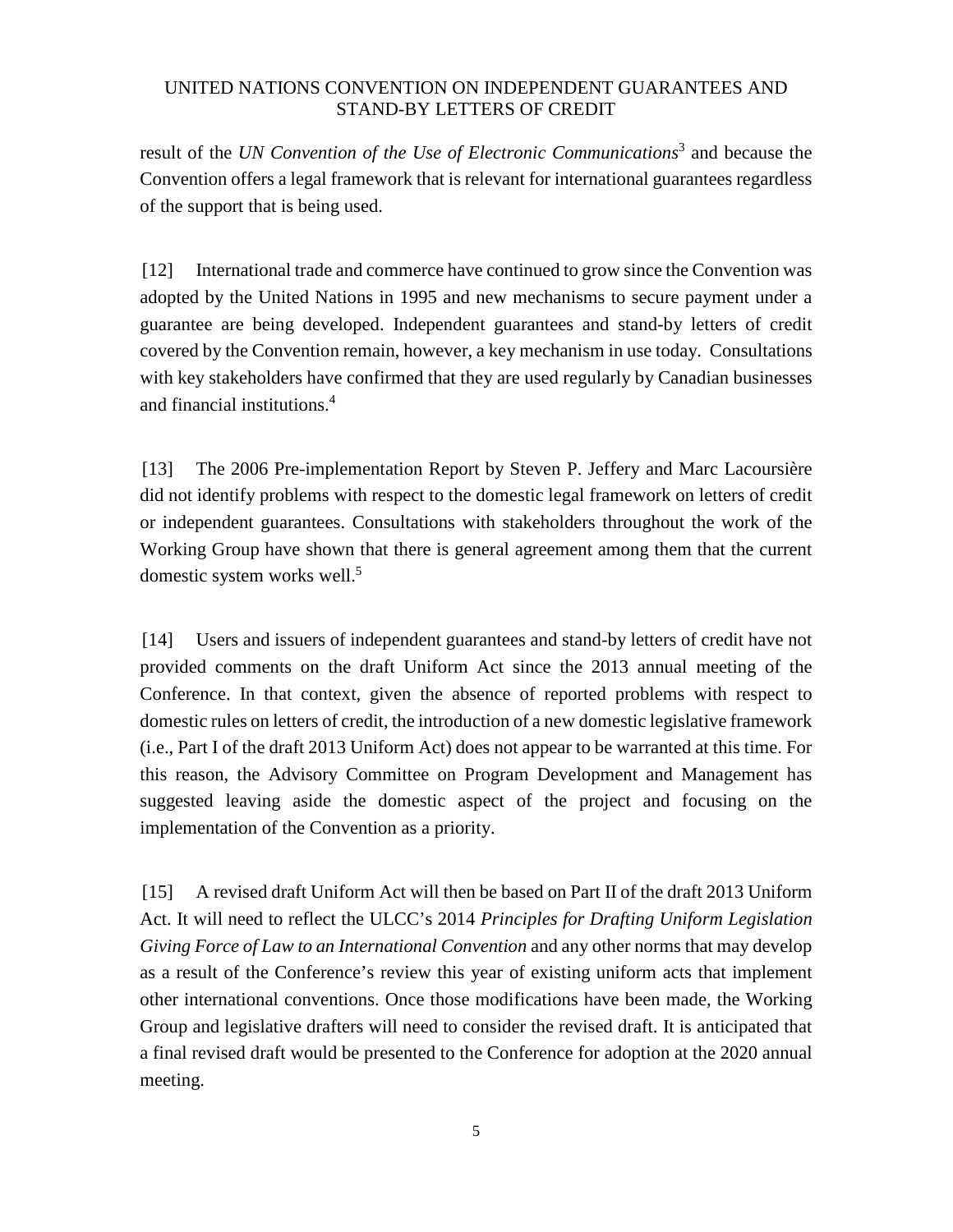result of the *UN Convention of the Use of Electronic Communications*[3] and because the Convention offers a legal framework that is relevant for international guarantees regardless of the support that is being used.

[12] International trade and commerce have continued to grow since the Convention was adopted by the United Nations in 1995 and new mechanisms to secure payment under a guarantee are being developed. Independent guarantees and stand-by letters of credit covered by the Convention remain, however, a key mechanism in use today. Consultations with key stakeholders have confirmed that they are used regularly by Canadian businesses and financial institutions.[4]

[13] The 2006 Pre-implementation Report by Steven P. Jeffery and Marc Lacoursière did not identify problems with respect to the domestic legal framework on letters of credit or independent guarantees. Consultations with stakeholders throughout the work of the Working Group have shown that there is general agreement among them that the current domestic system works well.[5]

[14] Users and issuers of independent guarantees and stand-by letters of credit have not provided comments on the draft Uniform Act since the 2013 annual meeting of the Conference. In that context, given the absence of reported problems with respect to domestic rules on letters of credit, the introduction of a new domestic legislative framework (i.e., Part I of the draft 2013 Uniform Act) does not appear to be warranted at this time. For this reason, the Advisory Committee on Program Development and Management has suggested leaving aside the domestic aspect of the project and focusing on the implementation of the Convention as a priority.

[15] A revised draft Uniform Act will then be based on Part II of the draft 2013 Uniform Act. It will need to reflect the ULCC's 2014 *Principles for Drafting Uniform Legislation Giving Force of Law to an International Convention* and any other norms that may develop as a result of the Conference's review this year of existing uniform acts that implement other international conventions. Once those modifications have been made, the Working Group and legislative drafters will need to consider the revised draft. It is anticipated that a final revised draft would be presented to the Conference for adoption at the 2020 annual meeting.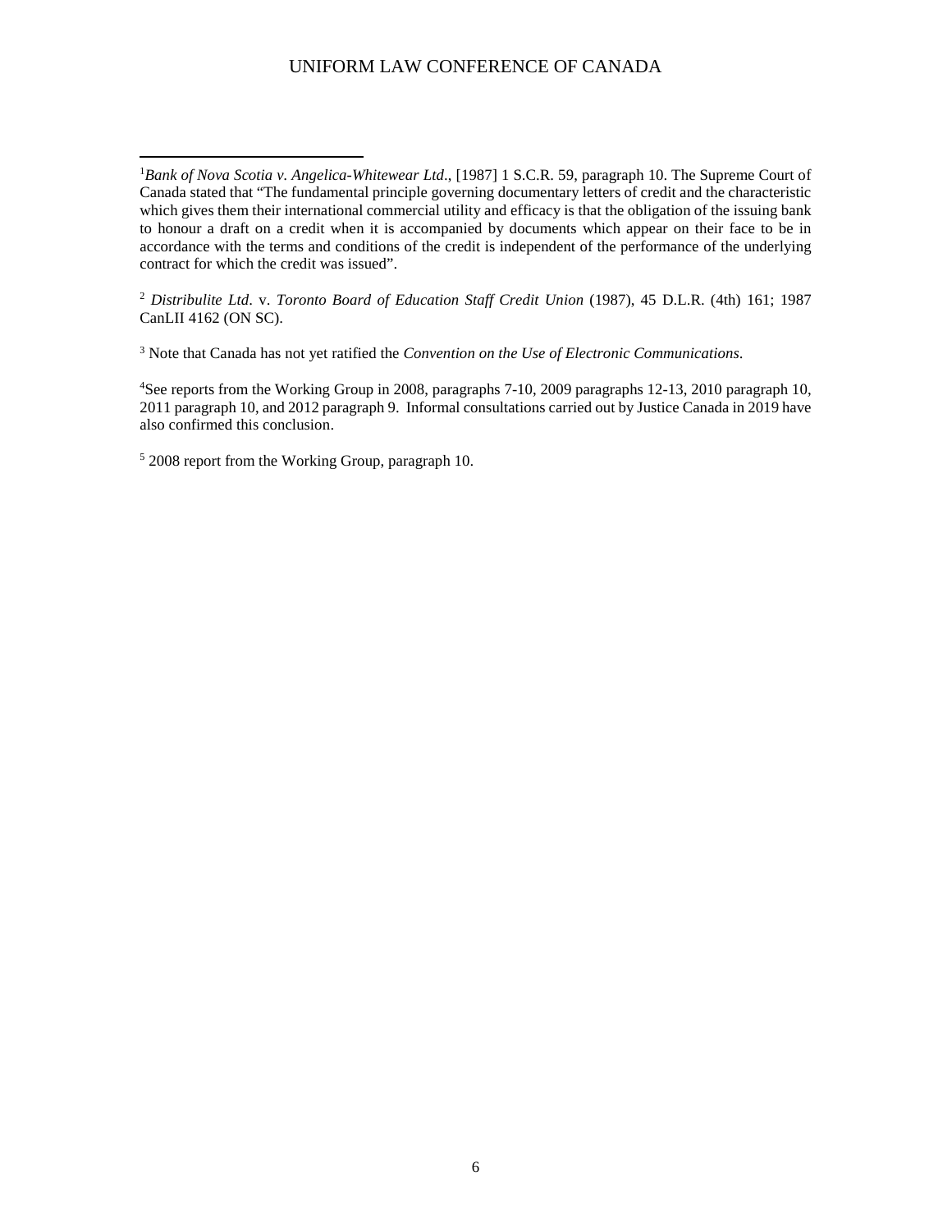[1]*Bank of Nova Scotia v. Angelica-Whitewear Ltd*., [1987] 1 S.C.R. 59, paragraph 10. The Supreme Court of Canada stated that "The fundamental principle governing documentary letters of credit and the characteristic which gives them their international commercial utility and efficacy is that the obligation of the issuing bank to honour a draft on a credit when it is accompanied by documents which appear on their face to be in accordance with the terms and conditions of the credit is independent of the performance of the underlying contract for which the credit was issued".

[2] *Distribulite Ltd*. v. *Toronto Board of Education Staff Credit Union* (1987), 45 D.L.R. (4th) 161; 1987 CanLII 4162 (ON SC).

[3] Note that Canada has not yet ratified the *Convention on the Use of Electronic Communications*.

[4]See reports from the Working Group in 2008, paragraphs 7-10, 2009 paragraphs 12-13, 2010 paragraph 10, 2011 paragraph 10, and 2012 paragraph 9. Informal consultations carried out by Justice Canada in 2019 have also confirmed this conclusion.

[5] 2008 report from the Working Group, paragraph 10.